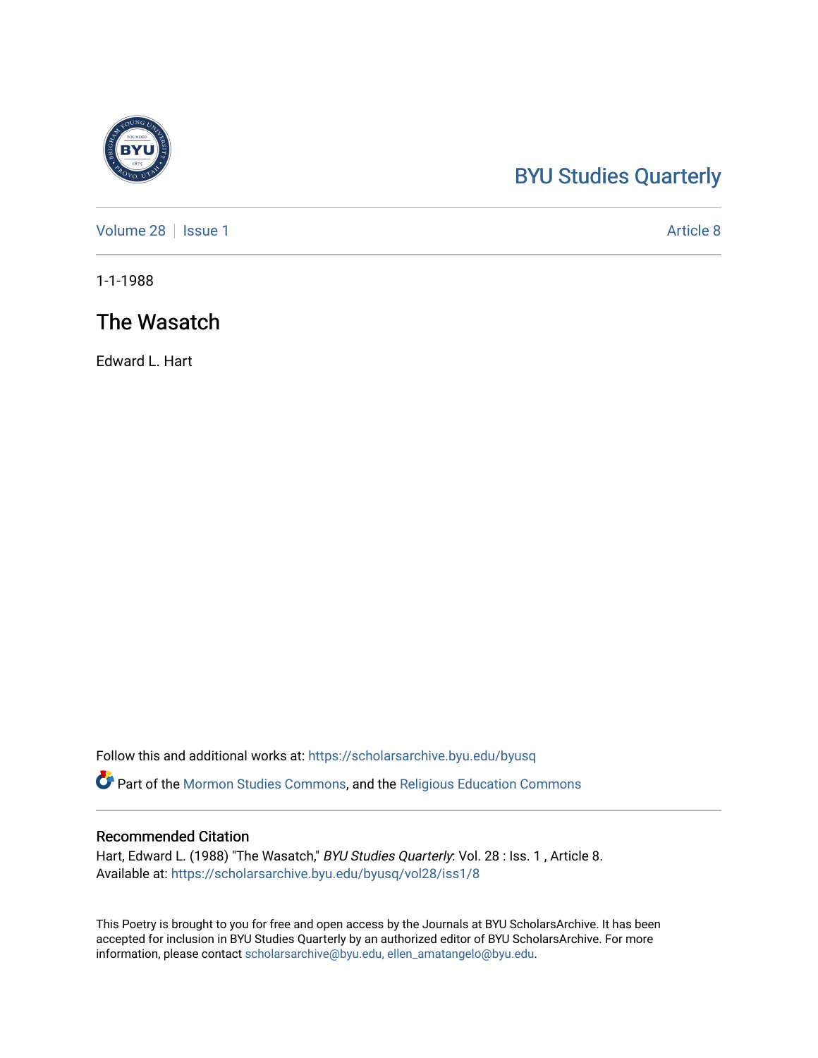BYU Studies Quarterly

Volume 28 | Issue 1 Article 8

1-1-1988

# The Wasatch

Edward L. Hart

Follow this and additional works at: https://scholarsarchive.byu.edu/byusq

Part of the Mormon Studies Commons, and the Religious Education Commons

## Recommended Citation

Hart, Edward L. (1988) "The Wasatch," *BYU Studies Quarterly*: Vol. 28 : Iss. 1 , Article 8.
Available at: https://scholarsarchive.byu.edu/byusq/vol28/iss1/8

This Poetry is brought to you for free and open access by the Journals at BYU ScholarsArchive. It has been accepted for inclusion in BYU Studies Quarterly by an authorized editor of BYU ScholarsArchive. For more information, please contact scholarsarchive@byu.edu, ellen_amatangelo@byu.edu.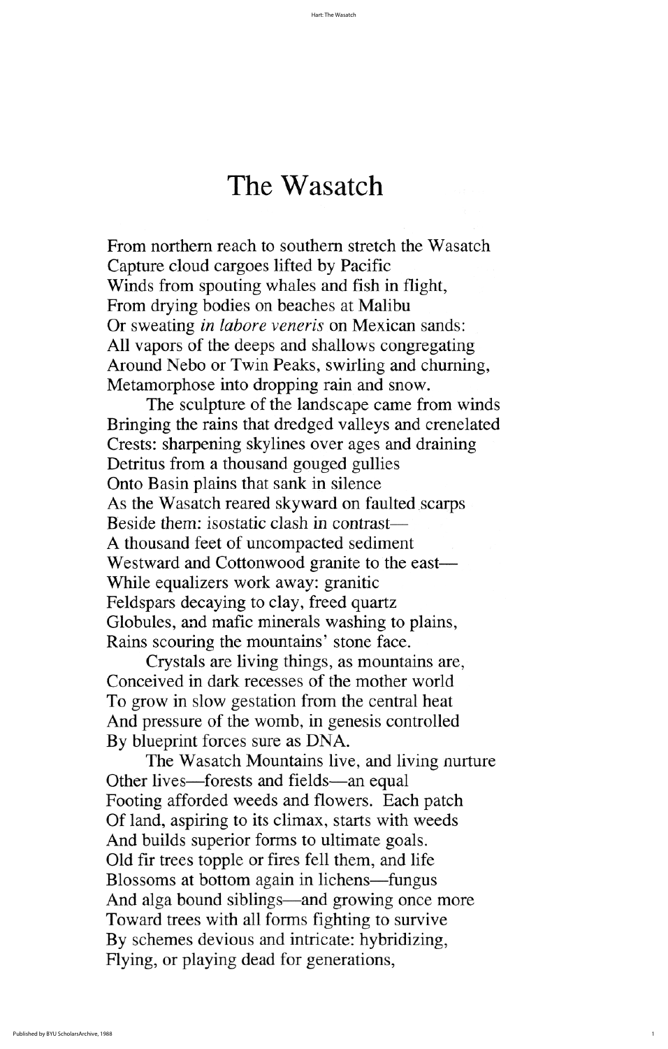# The Wasatch

From northern reach to southern stretch the Wasatch
Capture cloud cargoes lifted by Pacific
Winds from spouting whales and fish in flight,
From drying bodies on beaches at Malibu
Or sweating *in labore veneris* on Mexican sands:
All vapors of the deeps and shallows congregating
Around Nebo or Twin Peaks, swirling and churning,
Metamorphose into dropping rain and snow.

The sculpture of the landscape came from winds
Bringing the rains that dredged valleys and crenelated
Crests: sharpening skylines over ages and draining
Detritus from a thousand gouged gullies
Onto Basin plains that sank in silence
As the Wasatch reared skyward on faulted scarps
Beside them: isostatic clash in contrast—
A thousand feet of uncompacted sediment
Westward and Cottonwood granite to the east—
While equalizers work away: granitic
Feldspars decaying to clay, freed quartz
Globules, and mafic minerals washing to plains,
Rains scouring the mountains' stone face.

Crystals are living things, as mountains are,
Conceived in dark recesses of the mother world
To grow in slow gestation from the central heat
And pressure of the womb, in genesis controlled
By blueprint forces sure as DNA.

The Wasatch Mountains live, and living nurture
Other lives—forests and fields—an equal
Footing afforded weeds and flowers. Each patch
Of land, aspiring to its climax, starts with weeds
And builds superior forms to ultimate goals.
Old fir trees topple or fires fell them, and life
Blossoms at bottom again in lichens—fungus
And alga bound siblings—and growing once more
Toward trees with all forms fighting to survive
By schemes devious and intricate: hybridizing,
Flying, or playing dead for generations,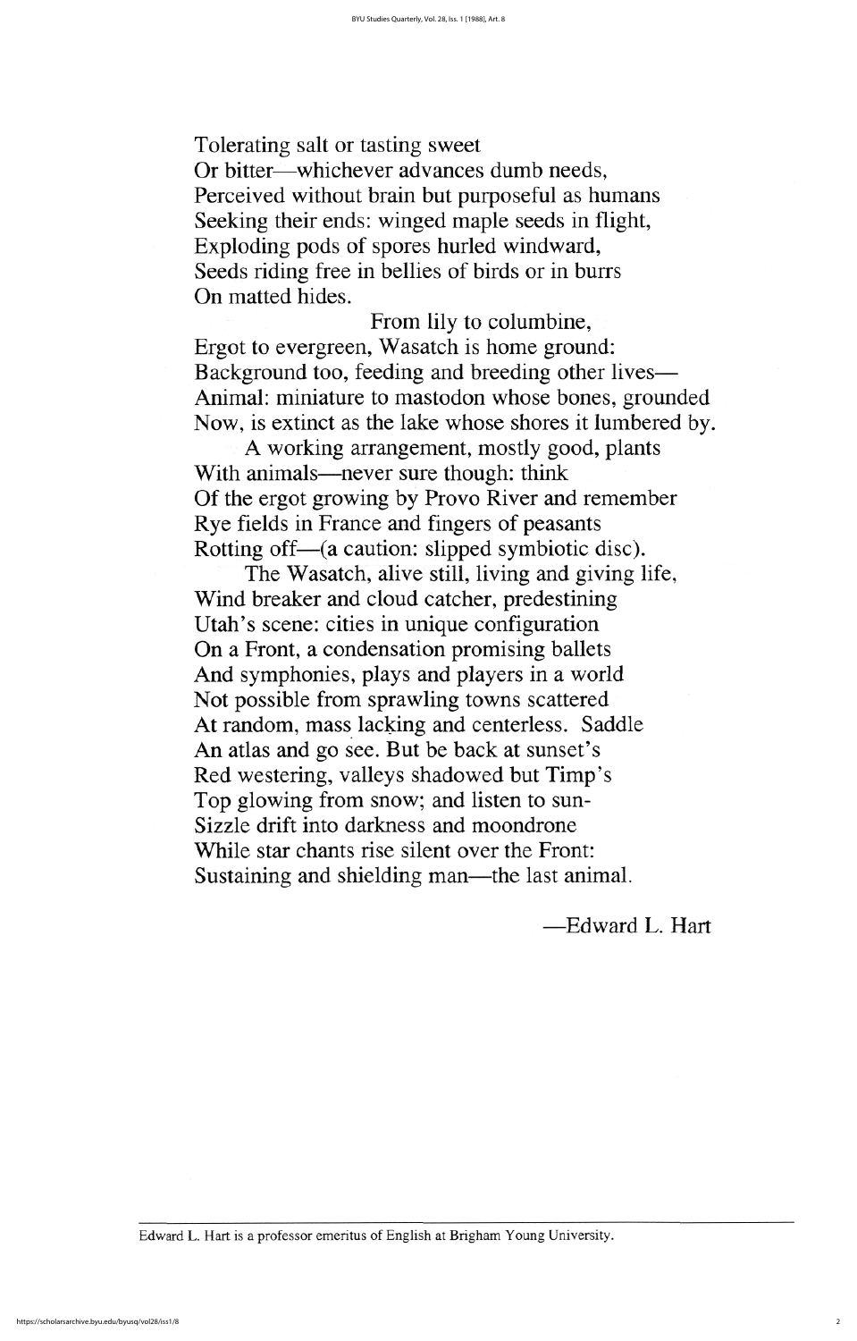Tolerating salt or tasting sweet
Or bitter—whichever advances dumb needs,
Perceived without brain but purposeful as humans
Seeking their ends: winged maple seeds in flight,
Exploding pods of spores hurled windward,
Seeds riding free in bellies of birds or in burrs
On matted hides.

From lily to columbine,
Ergot to evergreen, Wasatch is home ground:
Background too, feeding and breeding other lives—
Animal: miniature to mastodon whose bones, grounded
Now, is extinct as the lake whose shores it lumbered by.

A working arrangement, mostly good, plants
With animals—never sure though: think
Of the ergot growing by Provo River and remember
Rye fields in France and fingers of peasants
Rotting off—(a caution: slipped symbiotic disc).

The Wasatch, alive still, living and giving life,
Wind breaker and cloud catcher, predestining
Utah's scene: cities in unique configuration
On a Front, a condensation promising ballets
And symphonies, plays and players in a world
Not possible from sprawling towns scattered
At random, mass lacking and centerless. Saddle
An atlas and go see. But be back at sunset's
Red westering, valleys shadowed but Timp's
Top glowing from snow; and listen to sun-
Sizzle drift into darkness and moondrone
While star chants rise silent over the Front:
Sustaining and shielding man—the last animal.

—Edward L. Hart

---

Edward L. Hart is a professor emeritus of English at Brigham Young University.